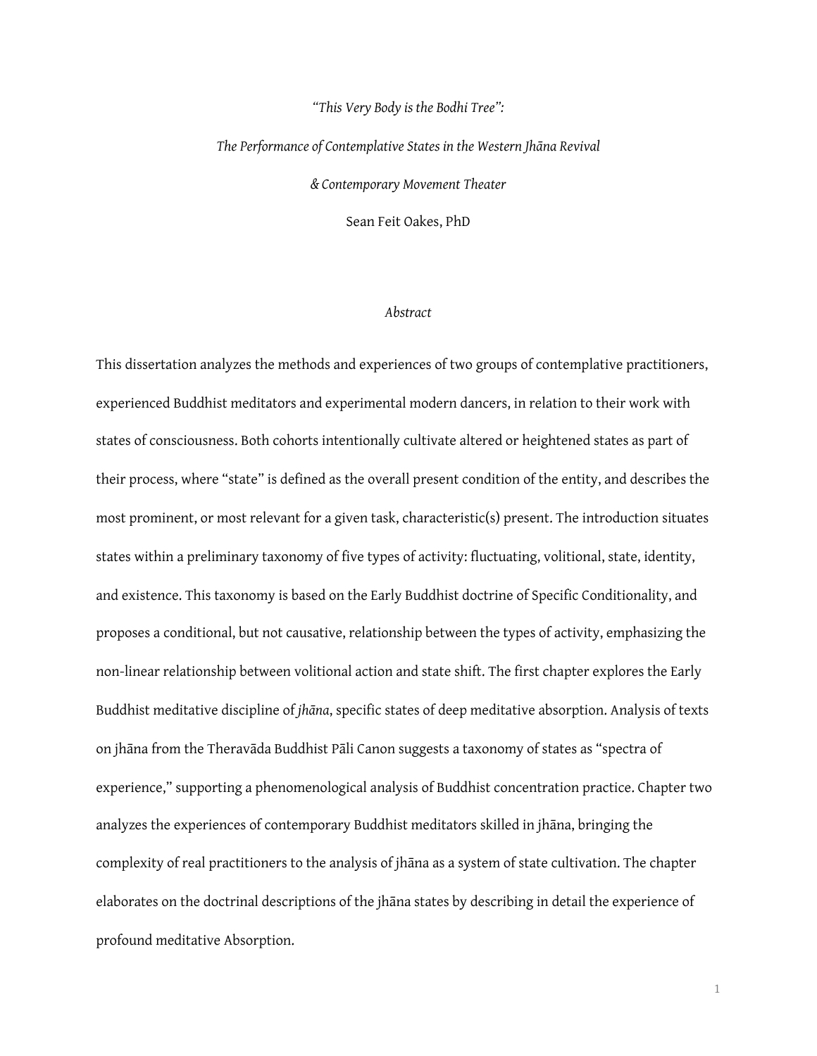*"This Very Body is the Bodhi Tree":*

*The Performance of Contemplative States in the Western Jhāna Revival*

*& Contemporary Movement Theater*

Sean Feit Oakes, PhD

*Abstract*

This dissertation analyzes the methods and experiences of two groups of contemplative practitioners, experienced Buddhist meditators and experimental modern dancers, in relation to their work with states of consciousness. Both cohorts intentionally cultivate altered or heightened states as part of their process, where "state" is defined as the overall present condition of the entity, and describes the most prominent, or most relevant for a given task, characteristic(s) present. The introduction situates states within a preliminary taxonomy of five types of activity: fluctuating, volitional, state, identity, and existence. This taxonomy is based on the Early Buddhist doctrine of Specific Conditionality, and proposes a conditional, but not causative, relationship between the types of activity, emphasizing the non-linear relationship between volitional action and state shift. The first chapter explores the Early Buddhist meditative discipline of *jhāna*, specific states of deep meditative absorption. Analysis of texts on jhāna from the Theravāda Buddhist Pāli Canon suggests a taxonomy of states as "spectra of experience," supporting a phenomenological analysis of Buddhist concentration practice. Chapter two analyzes the experiences of contemporary Buddhist meditators skilled in jhāna, bringing the complexity of real practitioners to the analysis of jhāna as a system of state cultivation. The chapter elaborates on the doctrinal descriptions of the jhāna states by describing in detail the experience of profound meditative Absorption.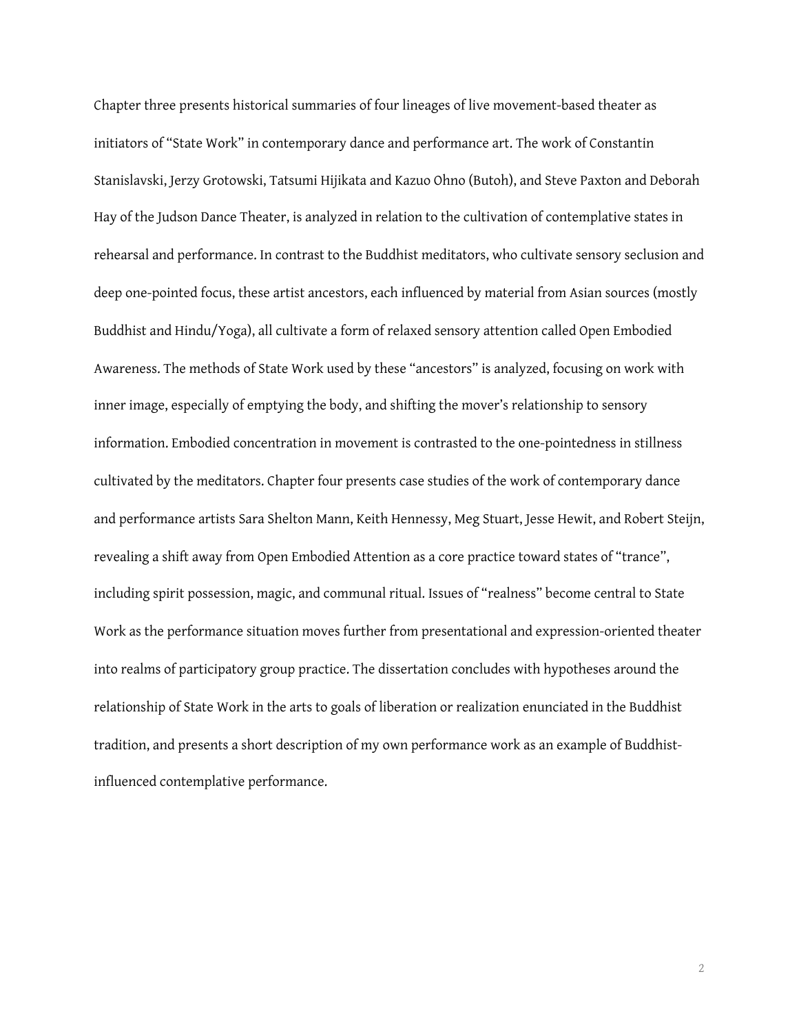Chapter three presents historical summaries of four lineages of live movement-based theater as initiators of "State Work" in contemporary dance and performance art. The work of Constantin Stanislavski, Jerzy Grotowski, Tatsumi Hijikata and Kazuo Ohno (Butoh), and Steve Paxton and Deborah Hay of the Judson Dance Theater, is analyzed in relation to the cultivation of contemplative states in rehearsal and performance. In contrast to the Buddhist meditators, who cultivate sensory seclusion and deep one-pointed focus, these artist ancestors, each influenced by material from Asian sources (mostly Buddhist and Hindu/Yoga), all cultivate a form of relaxed sensory attention called Open Embodied Awareness. The methods of State Work used by these "ancestors" is analyzed, focusing on work with inner image, especially of emptying the body, and shifting the mover's relationship to sensory information. Embodied concentration in movement is contrasted to the one-pointedness in stillness cultivated by the meditators. Chapter four presents case studies of the work of contemporary dance and performance artists Sara Shelton Mann, Keith Hennessy, Meg Stuart, Jesse Hewit, and Robert Steijn, revealing a shift away from Open Embodied Attention as a core practice toward states of "trance", including spirit possession, magic, and communal ritual. Issues of "realness" become central to State Work as the performance situation moves further from presentational and expression-oriented theater into realms of participatory group practice. The dissertation concludes with hypotheses around the relationship of State Work in the arts to goals of liberation or realization enunciated in the Buddhist tradition, and presents a short description of my own performance work as an example of Buddhist-influenced contemplative performance.